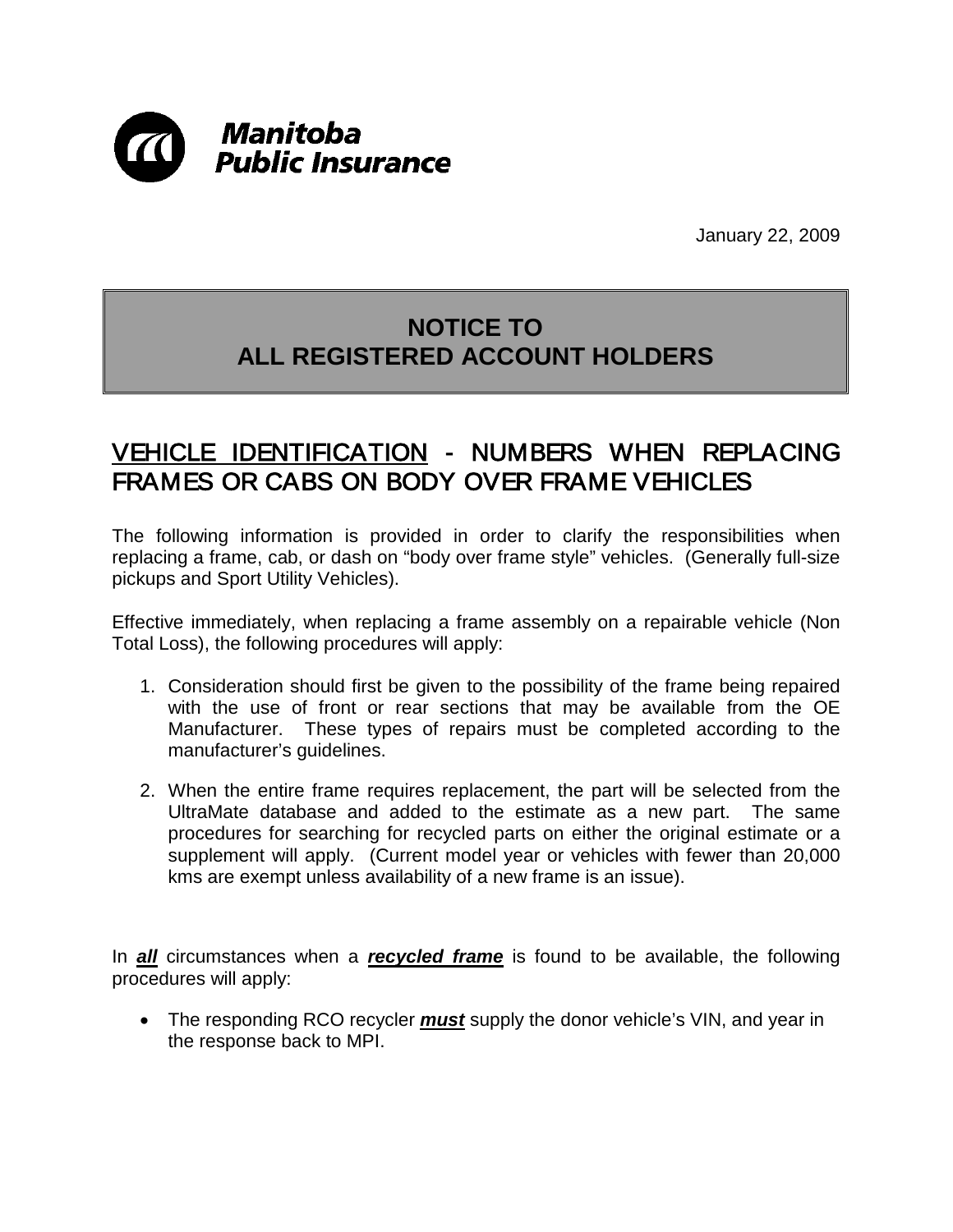**Manitoba Public Insurance**

January 22, 2009

# NOTICE TO ALL REGISTERED ACCOUNT HOLDERS

## VEHICLE IDENTIFICATION - NUMBERS WHEN REPLACING FRAMES OR CABS ON BODY OVER FRAME VEHICLES

The following information is provided in order to clarify the responsibilities when replacing a frame, cab, or dash on "body over frame style" vehicles. (Generally full-size pickups and Sport Utility Vehicles).

Effective immediately, when replacing a frame assembly on a repairable vehicle (Non Total Loss), the following procedures will apply:

1. Consideration should first be given to the possibility of the frame being repaired with the use of front or rear sections that may be available from the OE Manufacturer. These types of repairs must be completed according to the manufacturer's guidelines.
2. When the entire frame requires replacement, the part will be selected from the UltraMate database and added to the estimate as a new part. The same procedures for searching for recycled parts on either the original estimate or a supplement will apply. (Current model year or vehicles with fewer than 20,000 kms are exempt unless availability of a new frame is an issue).

In ***all*** circumstances when a ***recycled frame*** is found to be available, the following procedures will apply:

- The responding RCO recycler ***must*** supply the donor vehicle's VIN, and year in the response back to MPI.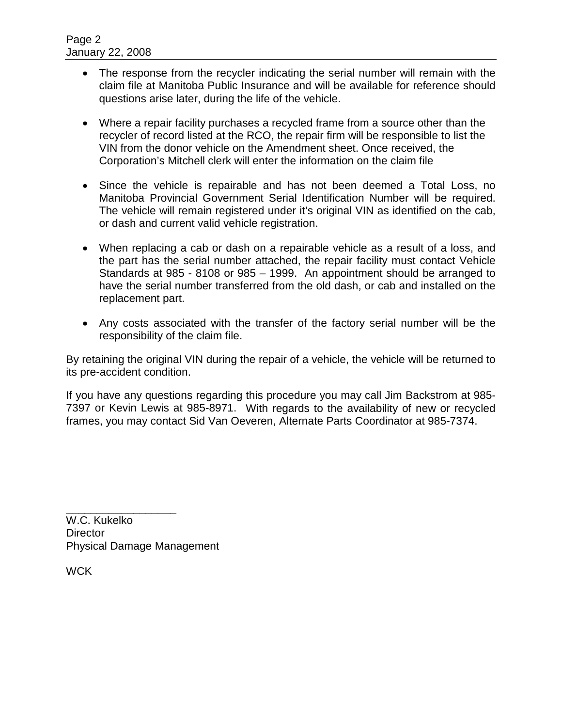- The response from the recycler indicating the serial number will remain with the claim file at Manitoba Public Insurance and will be available for reference should questions arise later, during the life of the vehicle.

- Where a repair facility purchases a recycled frame from a source other than the recycler of record listed at the RCO, the repair firm will be responsible to list the VIN from the donor vehicle on the Amendment sheet. Once received, the Corporation's Mitchell clerk will enter the information on the claim file

- Since the vehicle is repairable and has not been deemed a Total Loss, no Manitoba Provincial Government Serial Identification Number will be required. The vehicle will remain registered under it's original VIN as identified on the cab, or dash and current valid vehicle registration.

- When replacing a cab or dash on a repairable vehicle as a result of a loss, and the part has the serial number attached, the repair facility must contact Vehicle Standards at 985 - 8108 or 985 – 1999. An appointment should be arranged to have the serial number transferred from the old dash, or cab and installed on the replacement part.

- Any costs associated with the transfer of the factory serial number will be the responsibility of the claim file.

By retaining the original VIN during the repair of a vehicle, the vehicle will be returned to its pre-accident condition.

If you have any questions regarding this procedure you may call Jim Backstrom at 985-7397 or Kevin Lewis at 985-8971. With regards to the availability of new or recycled frames, you may contact Sid Van Oeveren, Alternate Parts Coordinator at 985-7374.

__________________

W.C. Kukelko
Director
Physical Damage Management

WCK